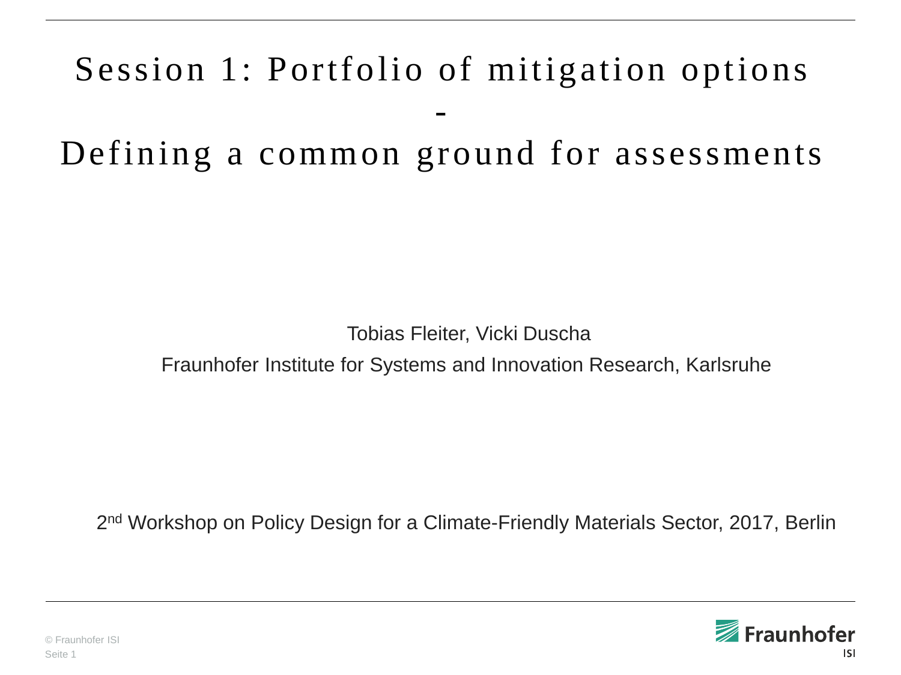# Session 1: Portfolio of mitigation options - Defining a common ground for assessments

Tobias Fleiter, Vicki Duscha

Fraunhofer Institute for Systems and Innovation Research, Karlsruhe

2nd Workshop on Policy Design for a Climate-Friendly Materials Sector, 2017, Berlin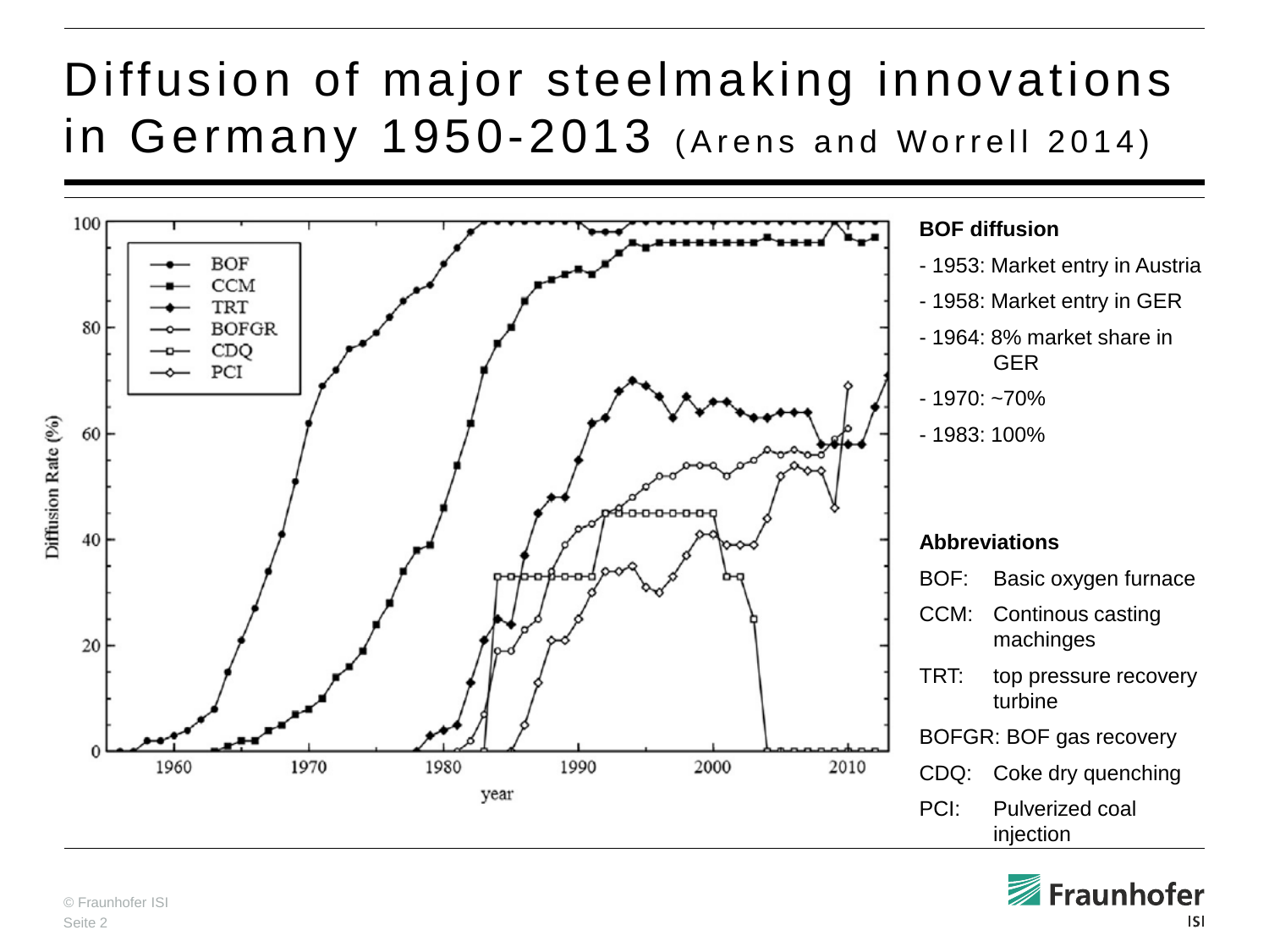# Diffusion of major steelmaking innovations in Germany 1950-2013 (Arens and Worrell 2014)

**BOF diffusion**

- 1953: Market entry in Austria
- 1958: Market entry in GER
- 1964: 8% market share in GER
- 1970: ~70%
- 1983: 100%

**Abbreviations**

| | |
|---|---|
| BOF: | Basic oxygen furnace |
| CCM: | Continous casting machinges |
| TRT: | top pressure recovery turbine |
| BOFGR: | BOF gas recovery |
| CDQ: | Coke dry quenching |
| PCI: | Pulverized coal injection |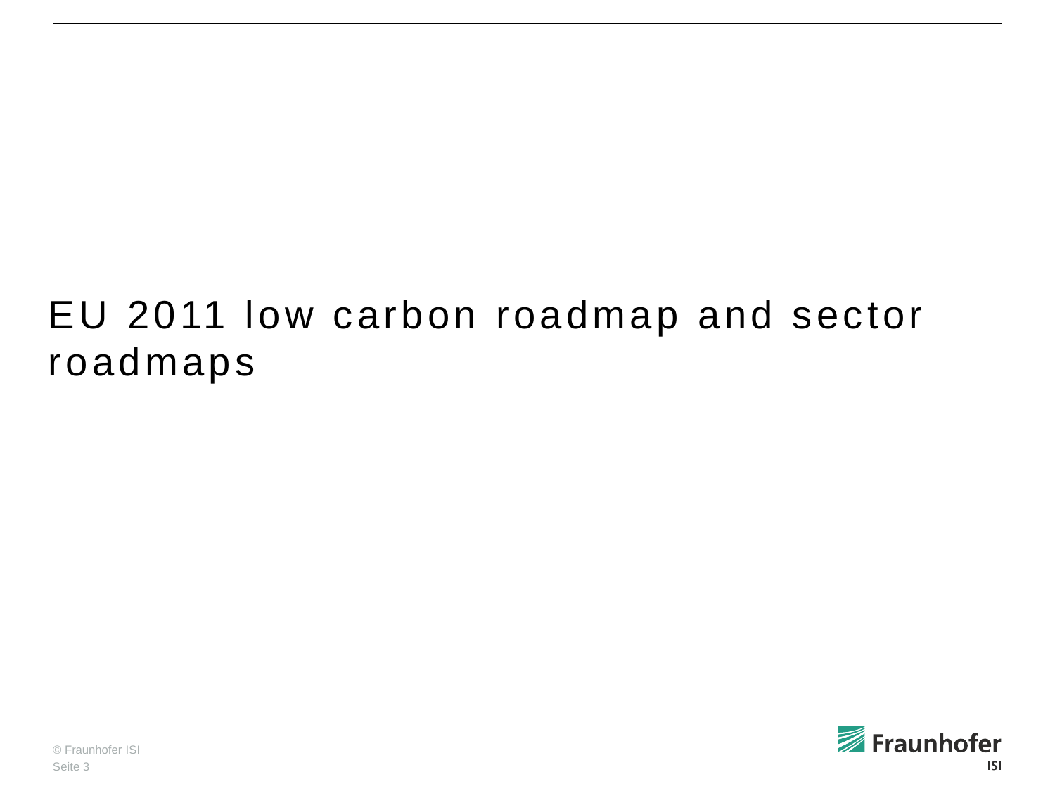# EU 2011 low carbon roadmap and sector roadmaps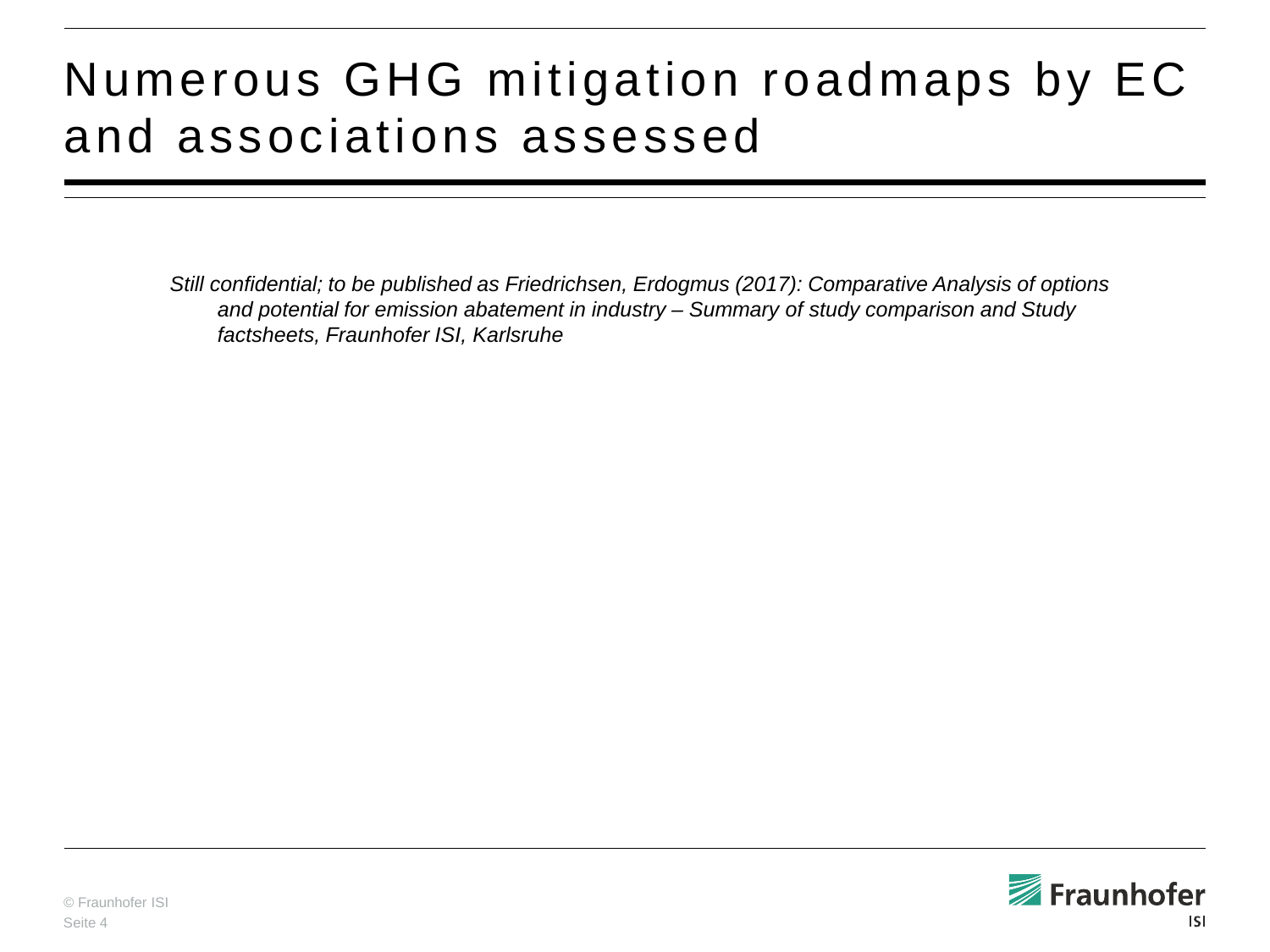# Numerous GHG mitigation roadmaps by EC and associations assessed

*Still confidential; to be published as Friedrichsen, Erdogmus (2017): Comparative Analysis of options and potential for emission abatement in industry – Summary of study comparison and Study factsheets, Fraunhofer ISI, Karlsruhe*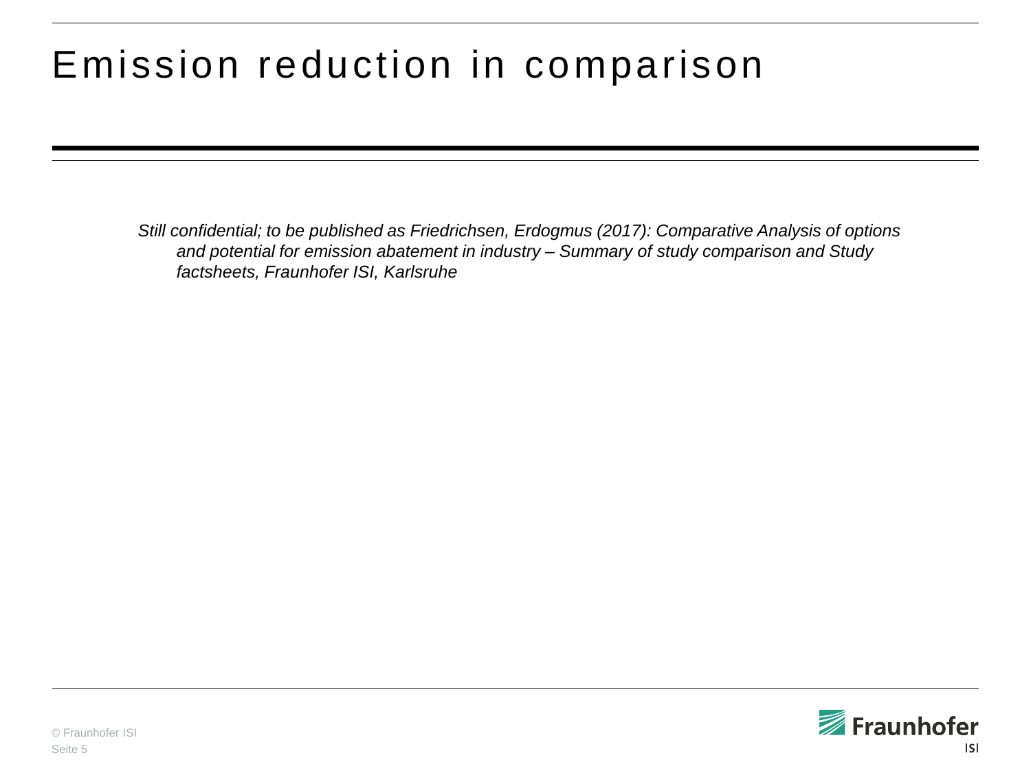# Emission reduction in comparison

*Still confidential; to be published as Friedrichsen, Erdogmus (2017): Comparative Analysis of options and potential for emission abatement in industry – Summary of study comparison and Study factsheets, Fraunhofer ISI, Karlsruhe*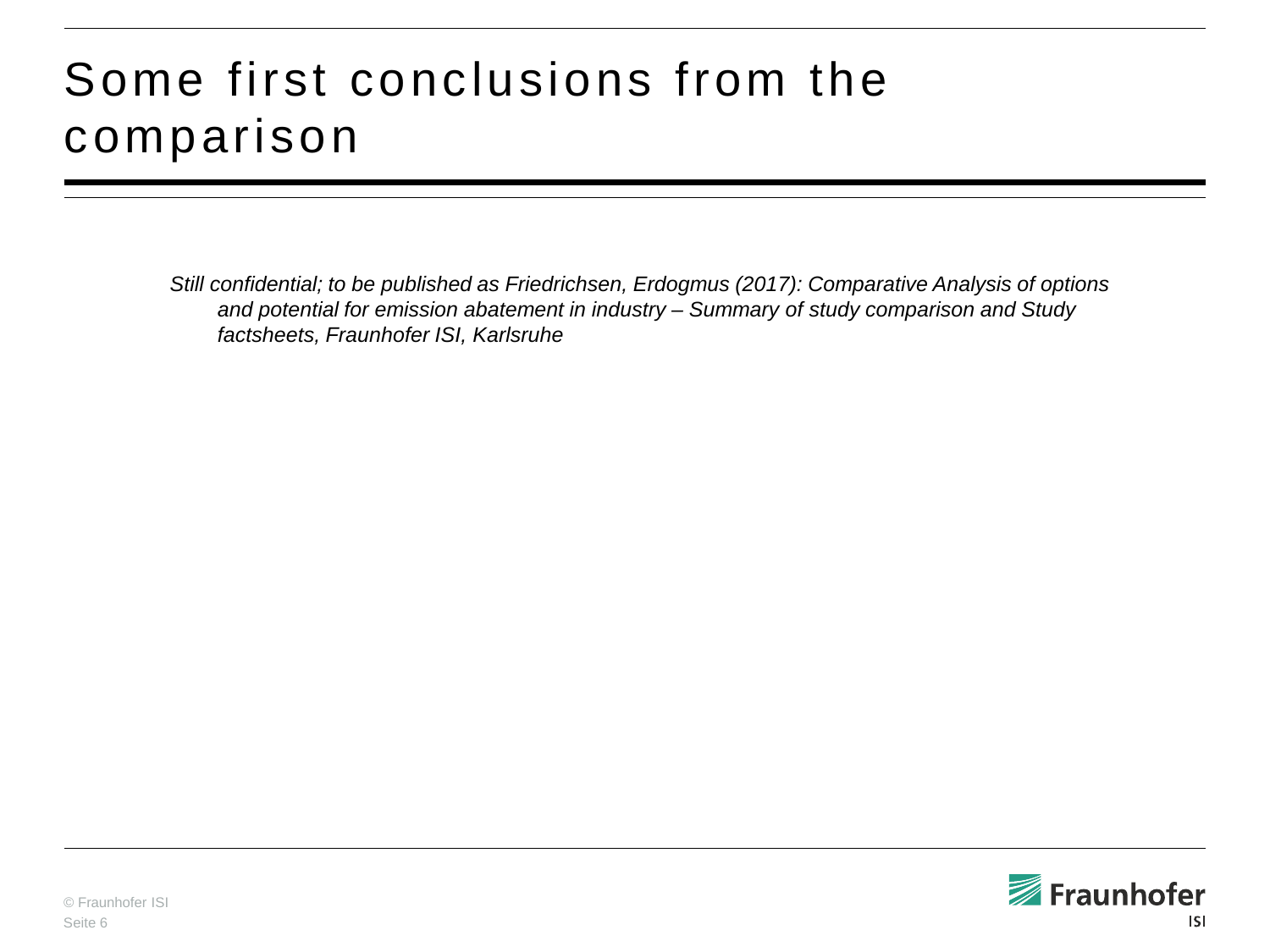# Some first conclusions from the comparison

*Still confidential; to be published as Friedrichsen, Erdogmus (2017): Comparative Analysis of options and potential for emission abatement in industry – Summary of study comparison and Study factsheets, Fraunhofer ISI, Karlsruhe*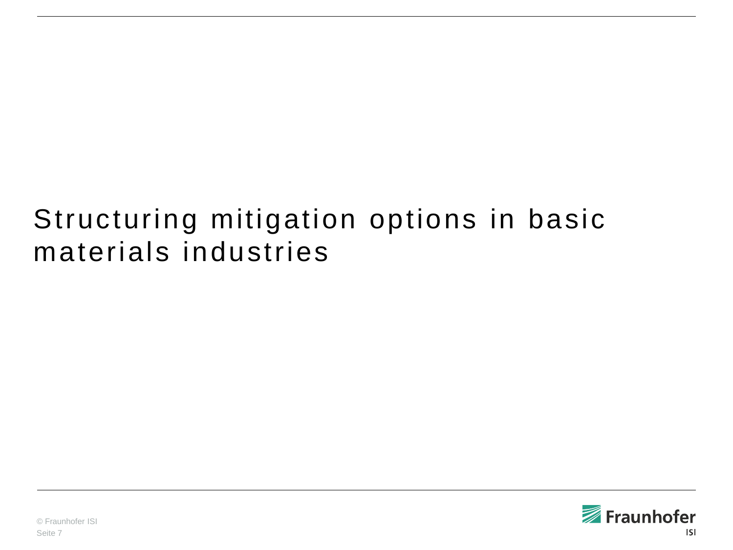# Structuring mitigation options in basic materials industries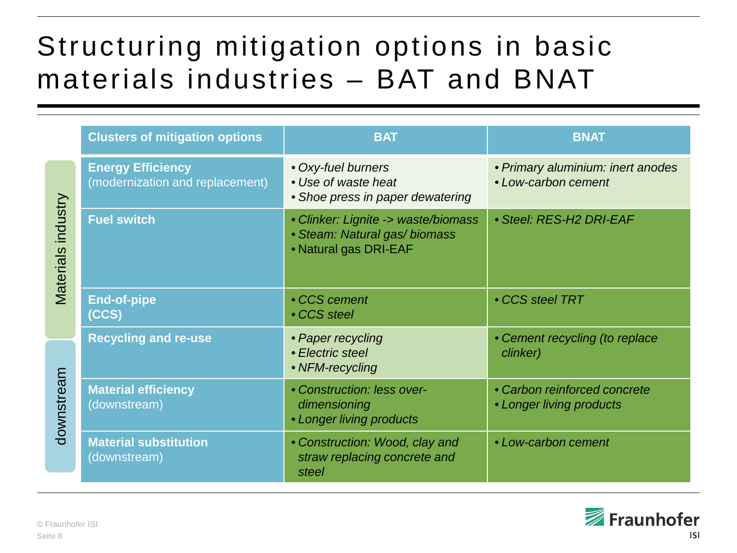# Structuring mitigation options in basic materials industries – BAT and BNAT

| | Clusters of mitigation options | BAT | BNAT |
|---|---|---|---|
| Materials industry | **Energy Efficiency** (modernization and replacement) | • *Oxy-fuel burners*<br>• *Use of waste heat*<br>• *Shoe press in paper dewatering* | • *Primary aluminium: inert anodes*<br>• *Low-carbon cement* |
| | **Fuel switch** | • *Clinker: Lignite -> waste/biomass*<br>• *Steam: Natural gas/ biomass*<br>• Natural gas DRI-EAF | • *Steel: RES-H2 DRI-EAF* |
| | **End-of-pipe (CCS)** | • *CCS cement*<br>• *CCS steel* | • *CCS steel TRT* |
| | **Recycling and re-use** | • *Paper recycling*<br>• *Electric steel*<br>• *NFM-recycling* | • *Cement recycling (to replace clinker)* |
| downstream | **Material efficiency** (downstream) | • *Construction: less over-dimensioning*<br>• *Longer living products* | • *Carbon reinforced concrete*<br>• *Longer living products* |
| | **Material substitution** (downstream) | • *Construction: Wood, clay and straw replacing concrete and steel* | • *Low-carbon cement* |

© Fraunhofer ISI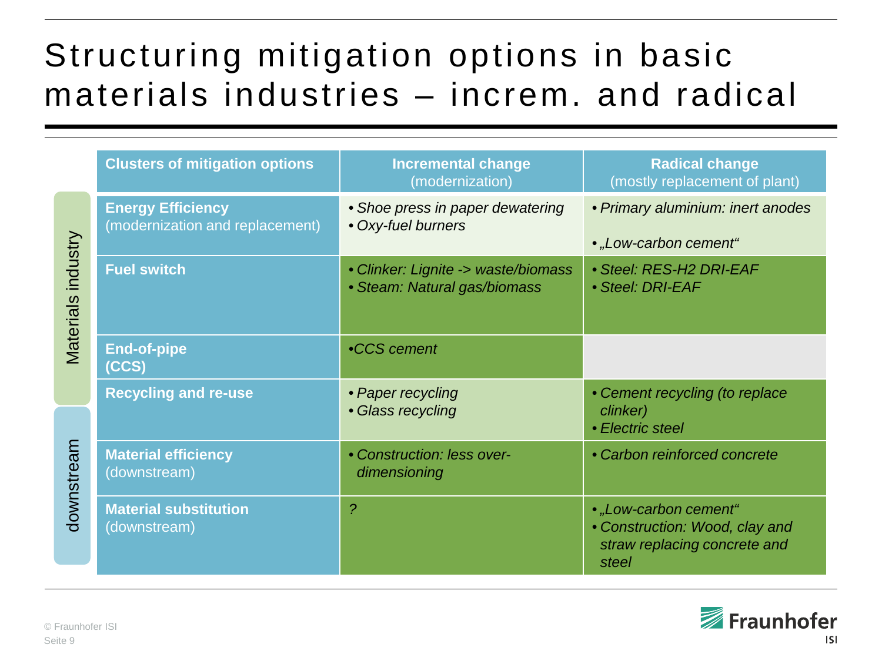# Structuring mitigation options in basic materials industries – increm. and radical

| | Clusters of mitigation options | Incremental change (modernization) | Radical change (mostly replacement of plant) |
|---|---|---|---|
| Materials industry | **Energy Efficiency** (modernization and replacement) | • *Shoe press in paper dewatering*<br>• *Oxy-fuel burners* | • *Primary aluminium: inert anodes*<br>• *„Low-carbon cement“* |
| Materials industry | **Fuel switch** | • *Clinker: Lignite -> waste/biomass*<br>• *Steam: Natural gas/biomass* | • *Steel: RES-H2 DRI-EAF*<br>• *Steel: DRI-EAF* |
| Materials industry | **End-of-pipe (CCS)** | • *CCS cement* | |
| Materials industry | **Recycling and re-use** | • *Paper recycling*<br>• *Glass recycling* | • *Cement recycling (to replace clinker)*<br>• *Electric steel* |
| downstream | **Material efficiency** (downstream) | • *Construction: less over-dimensioning* | • *Carbon reinforced concrete* |
| downstream | **Material substitution** (downstream) | *?* | • *„Low-carbon cement“*<br>• *Construction: Wood, clay and straw replacing concrete and steel* |

© Fraunhofer ISI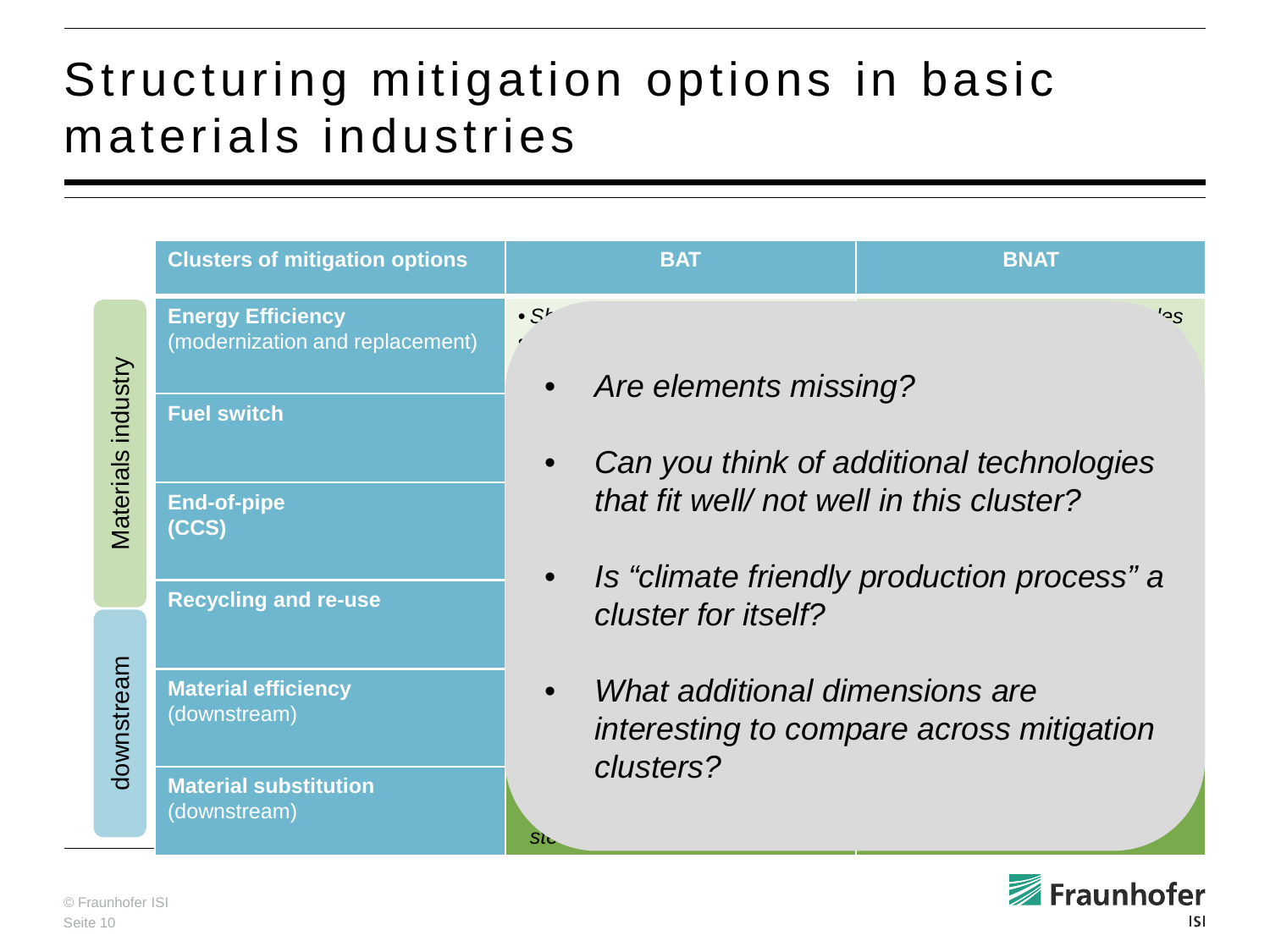# Structuring mitigation options in basic materials industries

| | Clusters of mitigation options | BAT | BNAT |
|---|---|---|---|
| Materials industry | **Energy Efficiency** (modernization and replacement) | • Sh | les |
| | **Fuel switch** | | |
| | **End-of-pipe (CCS)** | | |
| | **Recycling and re-use** | | |
| downstream | **Material efficiency** (downstream) | | |
| | **Material substitution** (downstream) | St | |

- *Are elements missing?*
- *Can you think of additional technologies that fit well/ not well in this cluster?*
- *Is "climate friendly production process" a cluster for itself?*
- *What additional dimensions are interesting to compare across mitigation clusters?*

© Fraunhofer ISI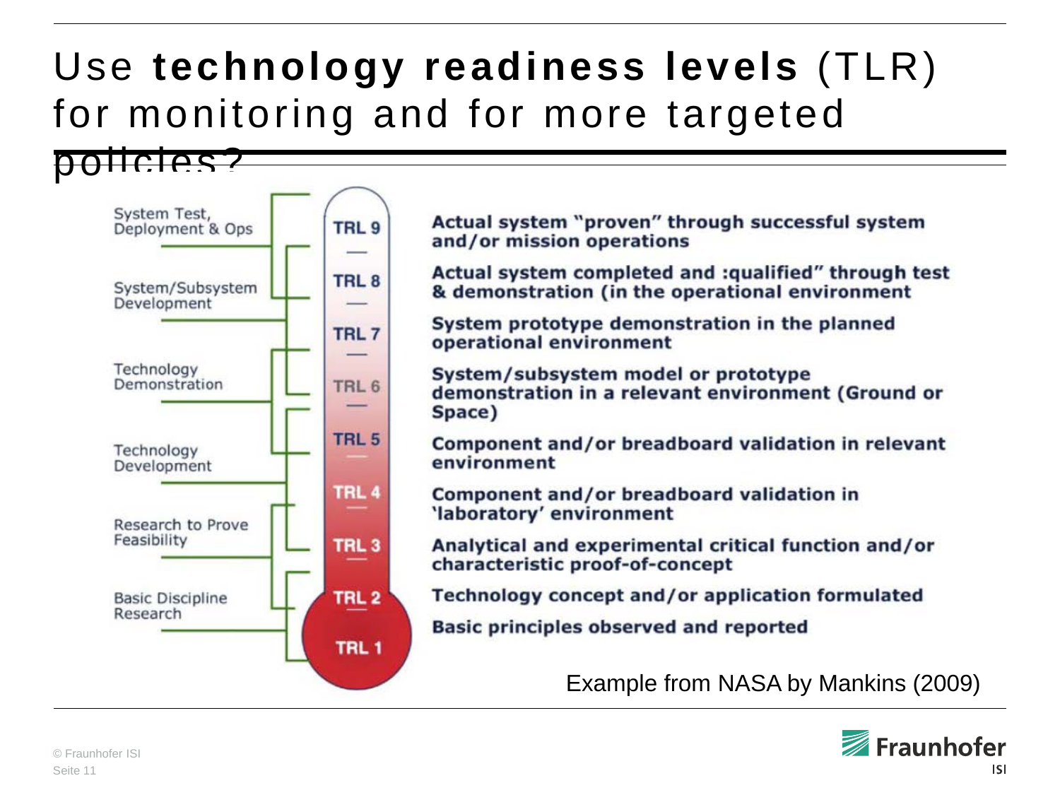# Use **technology readiness levels** (TLR) for monitoring and for more targeted policies?

| Phase | Level | Description |
|---|---|---|
| System Test, Deployment & Ops | TRL 9 | Actual system "proven" through successful system and/or mission operations |
| System/Subsystem Development | TRL 8 | Actual system completed and :qualified" through test & demonstration (in the operational environment |
| System/Subsystem Development | TRL 7 | System prototype demonstration in the planned operational environment |
| Technology Demonstration | TRL 6 | System/subsystem model or prototype demonstration in a relevant environment (Ground or Space) |
| Technology Demonstration / Technology Development | TRL 5 | Component and/or breadboard validation in relevant environment |
| Technology Development | TRL 4 | Component and/or breadboard validation in 'laboratory' environment |
| Research to Prove Feasibility | TRL 3 | Analytical and experimental critical function and/or characteristic proof-of-concept |
| Basic Discipline Research / Research to Prove Feasibility | TRL 2 | Technology concept and/or application formulated |
| Basic Discipline Research | TRL 1 | Basic principles observed and reported |

Example from NASA by Mankins (2009)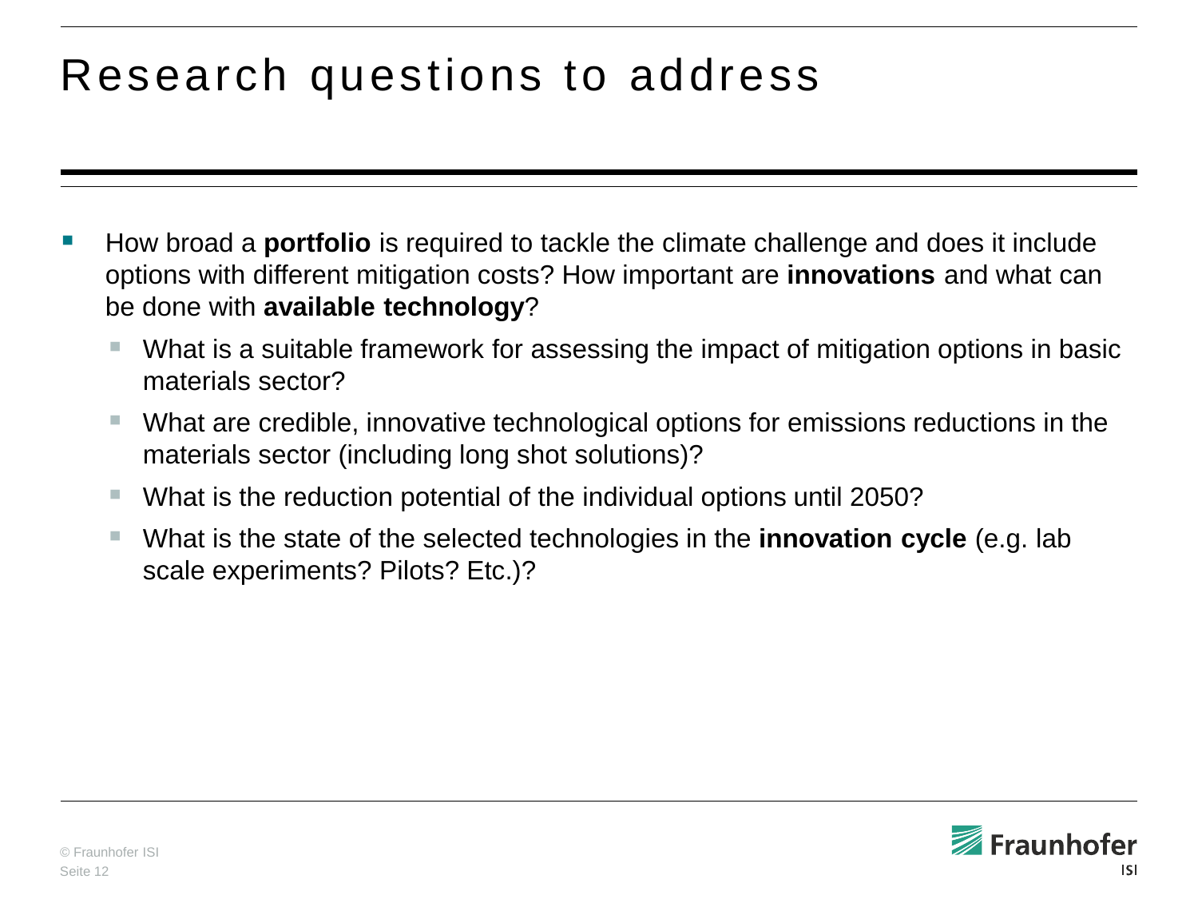# Research questions to address

- How broad a **portfolio** is required to tackle the climate challenge and does it include options with different mitigation costs? How important are **innovations** and what can be done with **available technology**?
  - What is a suitable framework for assessing the impact of mitigation options in basic materials sector?
  - What are credible, innovative technological options for emissions reductions in the materials sector (including long shot solutions)?
  - What is the reduction potential of the individual options until 2050?
  - What is the state of the selected technologies in the **innovation cycle** (e.g. lab scale experiments? Pilots? Etc.)?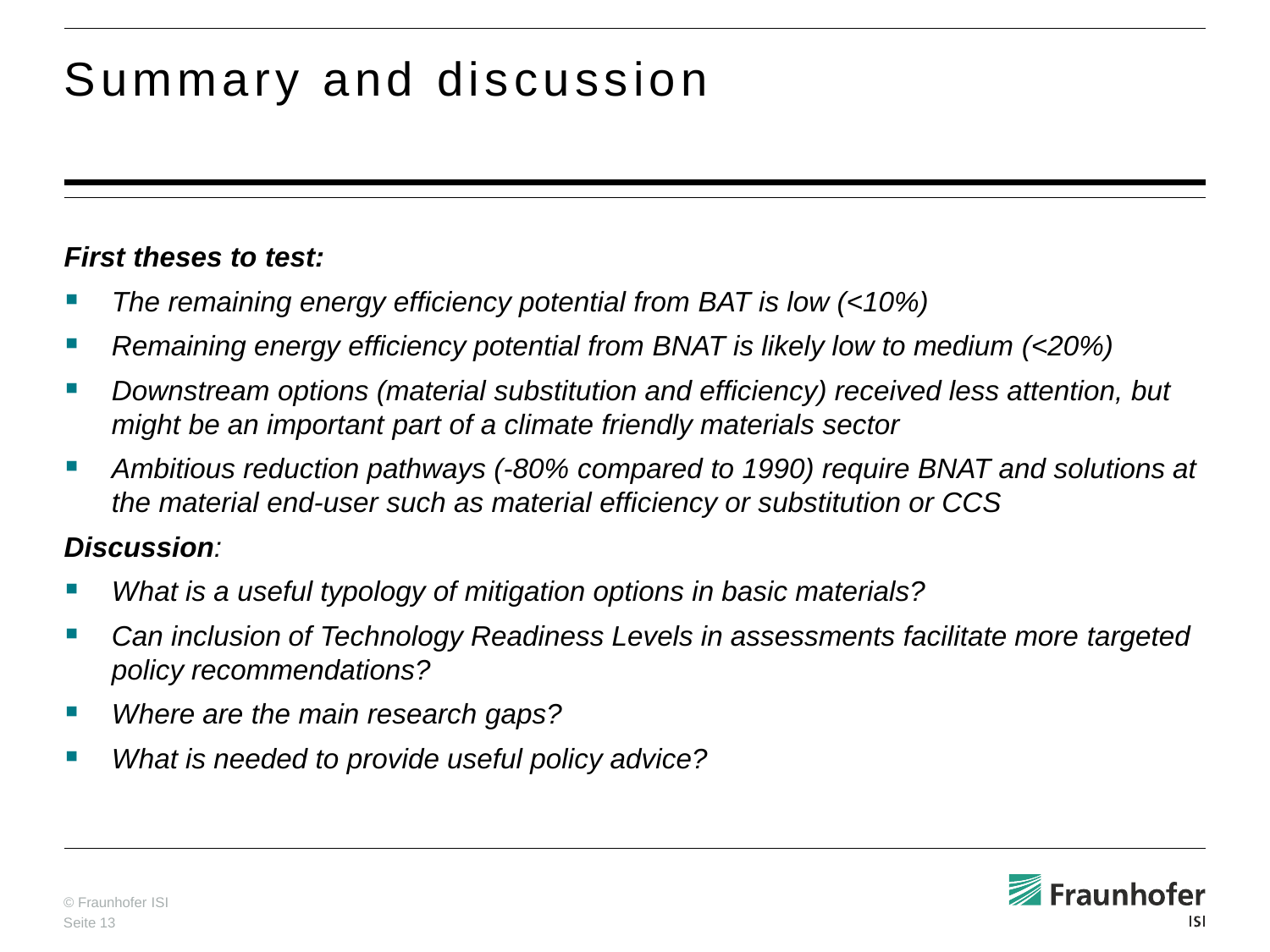# Summary and discussion

***First theses to test:***

- *The remaining energy efficiency potential from BAT is low (<10%)*
- *Remaining energy efficiency potential from BNAT is likely low to medium (<20%)*
- *Downstream options (material substitution and efficiency) received less attention, but might be an important part of a climate friendly materials sector*
- *Ambitious reduction pathways (-80% compared to 1990) require BNAT and solutions at the material end-user such as material efficiency or substitution or CCS*

***Discussion****:*

- *What is a useful typology of mitigation options in basic materials?*
- *Can inclusion of Technology Readiness Levels in assessments facilitate more targeted policy recommendations?*
- *Where are the main research gaps?*
- *What is needed to provide useful policy advice?*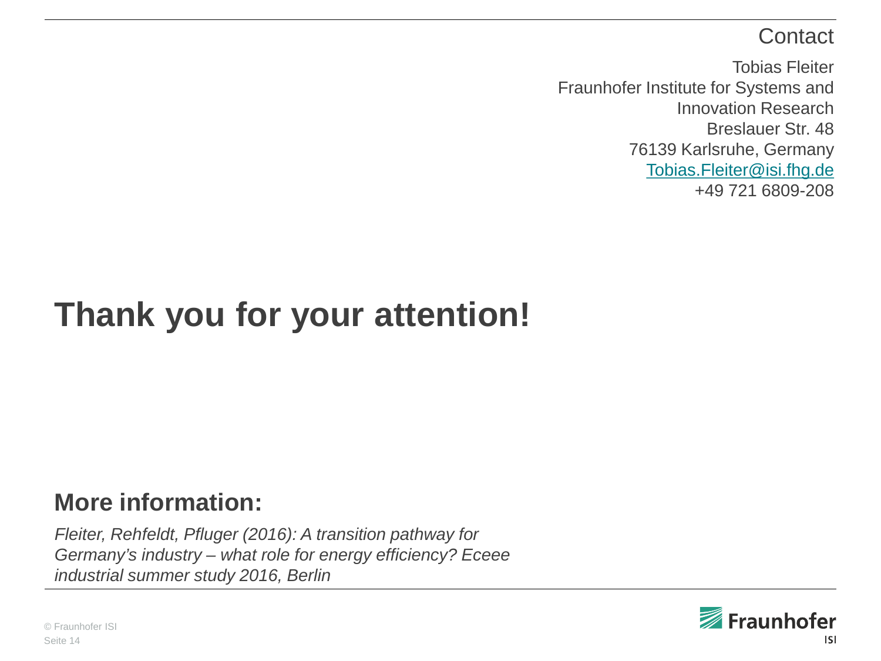Contact

Tobias Fleiter
Fraunhofer Institute for Systems and Innovation Research
Breslauer Str. 48
76139 Karlsruhe, Germany
Tobias.Fleiter@isi.fhg.de
+49 721 6809-208

# Thank you for your attention!

## More information:

*Fleiter, Rehfeldt, Pfluger (2016): A transition pathway for Germany's industry – what role for energy efficiency? Eceee industrial summer study 2016, Berlin*